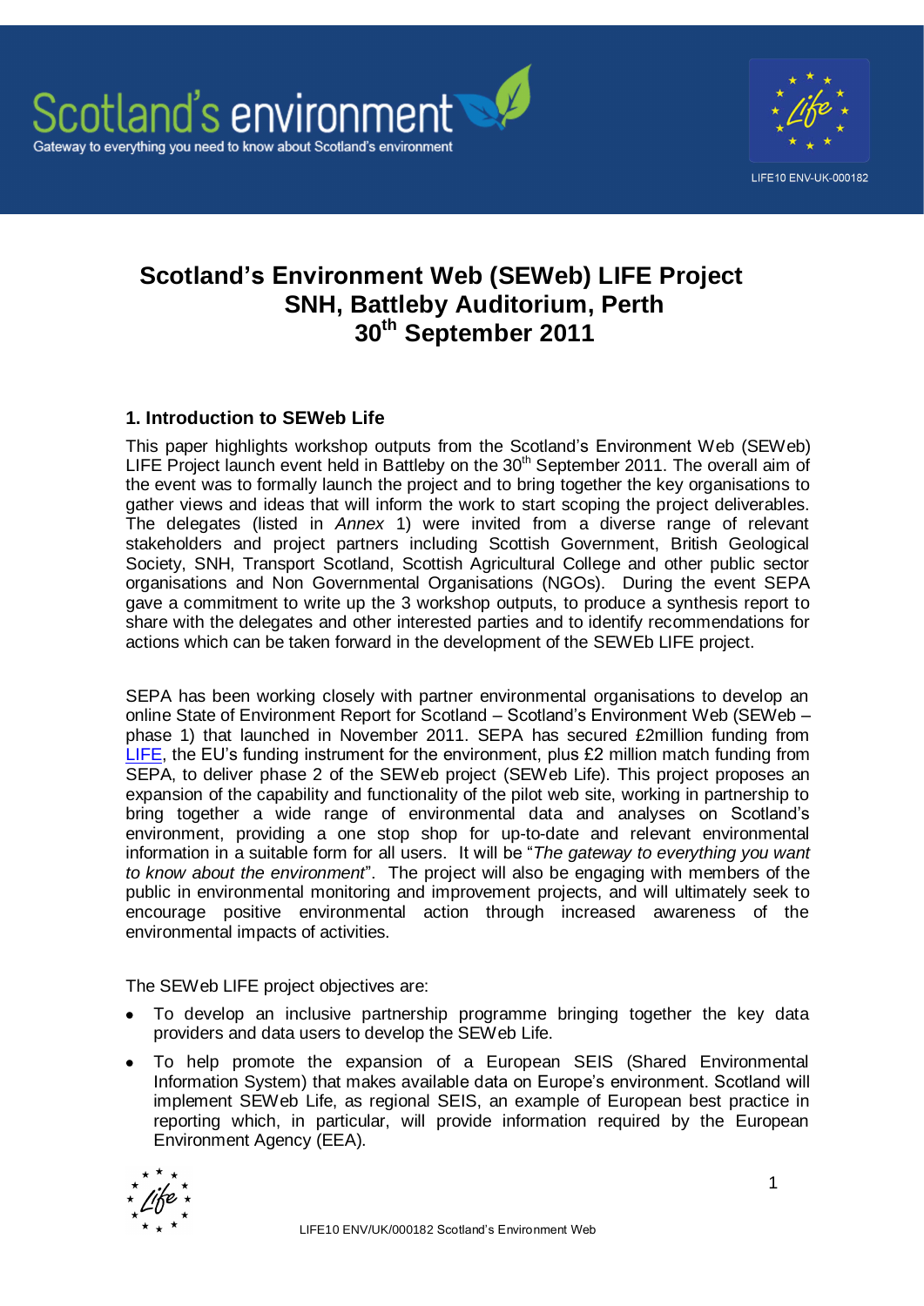# Scotland's Environment Web (SEWeb) LIFE Project
# SNH, Battleby Auditorium, Perth
# 30th September 2011

## 1. Introduction to SEWeb Life

This paper highlights workshop outputs from the Scotland's Environment Web (SEWeb) LIFE Project launch event held in Battleby on the 30th September 2011. The overall aim of the event was to formally launch the project and to bring together the key organisations to gather views and ideas that will inform the work to start scoping the project deliverables. The delegates (listed in *Annex* 1) were invited from a diverse range of relevant stakeholders and project partners including Scottish Government, British Geological Society, SNH, Transport Scotland, Scottish Agricultural College and other public sector organisations and Non Governmental Organisations (NGOs). During the event SEPA gave a commitment to write up the 3 workshop outputs, to produce a synthesis report to share with the delegates and other interested parties and to identify recommendations for actions which can be taken forward in the development of the SEWEb LIFE project.

SEPA has been working closely with partner environmental organisations to develop an online State of Environment Report for Scotland – Scotland's Environment Web (SEWeb – phase 1) that launched in November 2011. SEPA has secured £2million funding from LIFE, the EU's funding instrument for the environment, plus £2 million match funding from SEPA, to deliver phase 2 of the SEWeb project (SEWeb Life). This project proposes an expansion of the capability and functionality of the pilot web site, working in partnership to bring together a wide range of environmental data and analyses on Scotland's environment, providing a one stop shop for up-to-date and relevant environmental information in a suitable form for all users. It will be "*The gateway to everything you want to know about the environment*". The project will also be engaging with members of the public in environmental monitoring and improvement projects, and will ultimately seek to encourage positive environmental action through increased awareness of the environmental impacts of activities.

The SEWeb LIFE project objectives are:

- To develop an inclusive partnership programme bringing together the key data providers and data users to develop the SEWeb Life.
- To help promote the expansion of a European SEIS (Shared Environmental Information System) that makes available data on Europe's environment. Scotland will implement SEWeb Life, as regional SEIS, an example of European best practice in reporting which, in particular, will provide information required by the European Environment Agency (EEA).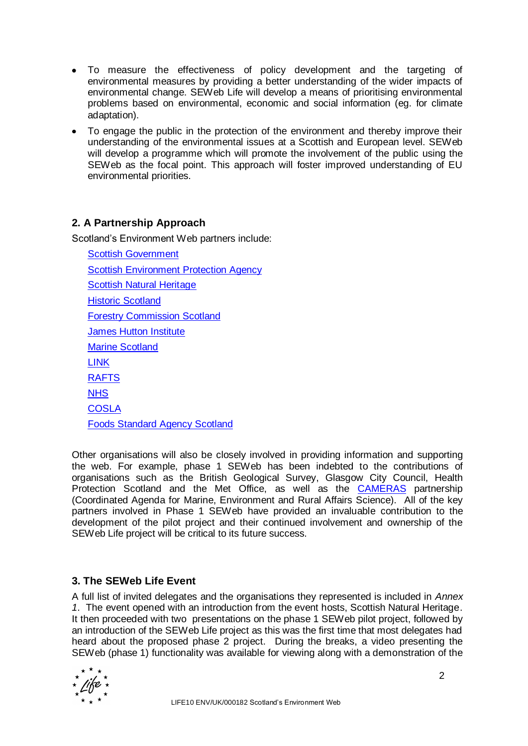- To measure the effectiveness of policy development and the targeting of environmental measures by providing a better understanding of the wider impacts of environmental change. SEWeb Life will develop a means of prioritising environmental problems based on environmental, economic and social information (eg. for climate adaptation).
- To engage the public in the protection of the environment and thereby improve their understanding of the environmental issues at a Scottish and European level. SEWeb will develop a programme which will promote the involvement of the public using the SEWeb as the focal point. This approach will foster improved understanding of EU environmental priorities.

## 2. A Partnership Approach

Scotland's Environment Web partners include:

- Scottish Government
- Scottish Environment Protection Agency
- Scottish Natural Heritage
- Historic Scotland
- Forestry Commission Scotland
- James Hutton Institute
- Marine Scotland
- LINK
- RAFTS
- NHS
- COSLA
- Foods Standard Agency Scotland

Other organisations will also be closely involved in providing information and supporting the web. For example, phase 1 SEWeb has been indebted to the contributions of organisations such as the British Geological Survey, Glasgow City Council, Health Protection Scotland and the Met Office, as well as the CAMERAS partnership (Coordinated Agenda for Marine, Environment and Rural Affairs Science). All of the key partners involved in Phase 1 SEWeb have provided an invaluable contribution to the development of the pilot project and their continued involvement and ownership of the SEWeb Life project will be critical to its future success.

## 3. The SEWeb Life Event

A full list of invited delegates and the organisations they represented is included in *Annex 1*. The event opened with an introduction from the event hosts, Scottish Natural Heritage. It then proceeded with two presentations on the phase 1 SEWeb pilot project, followed by an introduction of the SEWeb Life project as this was the first time that most delegates had heard about the proposed phase 2 project. During the breaks, a video presenting the SEWeb (phase 1) functionality was available for viewing along with a demonstration of the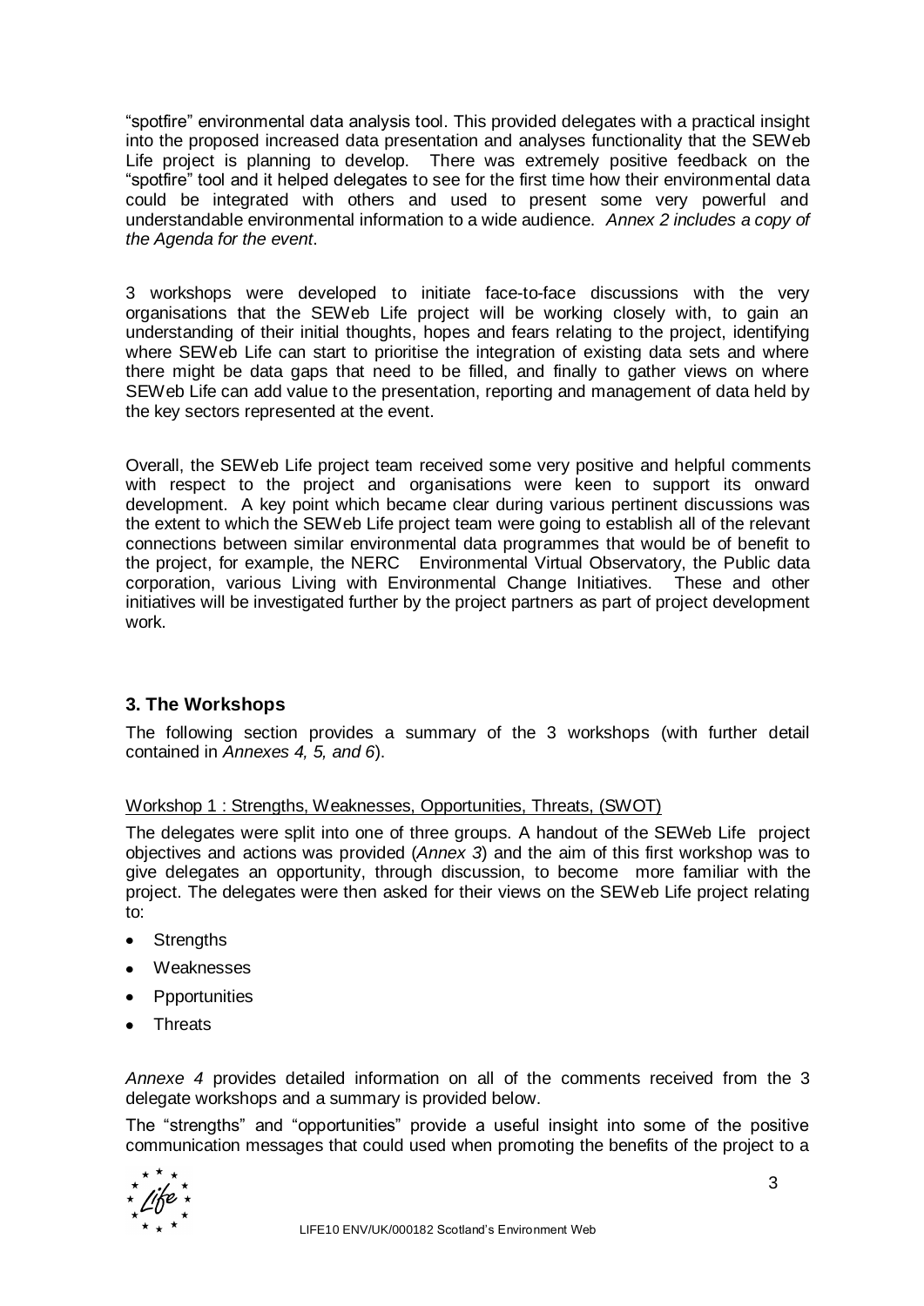"spotfire" environmental data analysis tool. This provided delegates with a practical insight into the proposed increased data presentation and analyses functionality that the SEWeb Life project is planning to develop. There was extremely positive feedback on the "spotfire" tool and it helped delegates to see for the first time how their environmental data could be integrated with others and used to present some very powerful and understandable environmental information to a wide audience. *Annex 2 includes a copy of the Agenda for the event*.

3 workshops were developed to initiate face-to-face discussions with the very organisations that the SEWeb Life project will be working closely with, to gain an understanding of their initial thoughts, hopes and fears relating to the project, identifying where SEWeb Life can start to prioritise the integration of existing data sets and where there might be data gaps that need to be filled, and finally to gather views on where SEWeb Life can add value to the presentation, reporting and management of data held by the key sectors represented at the event.

Overall, the SEWeb Life project team received some very positive and helpful comments with respect to the project and organisations were keen to support its onward development. A key point which became clear during various pertinent discussions was the extent to which the SEWeb Life project team were going to establish all of the relevant connections between similar environmental data programmes that would be of benefit to the project, for example, the NERC Environmental Virtual Observatory, the Public data corporation, various Living with Environmental Change Initiatives. These and other initiatives will be investigated further by the project partners as part of project development work.

## 3. The Workshops

The following section provides a summary of the 3 workshops (with further detail contained in *Annexes 4, 5, and 6*).

Workshop 1 : Strengths, Weaknesses, Opportunities, Threats, (SWOT)

The delegates were split into one of three groups. A handout of the SEWeb Life project objectives and actions was provided (*Annex 3*) and the aim of this first workshop was to give delegates an opportunity, through discussion, to become more familiar with the project. The delegates were then asked for their views on the SEWeb Life project relating to:

- Strengths
- Weaknesses
- Ppportunities
- Threats

*Annexe 4* provides detailed information on all of the comments received from the 3 delegate workshops and a summary is provided below.

The "strengths" and "opportunities" provide a useful insight into some of the positive communication messages that could used when promoting the benefits of the project to a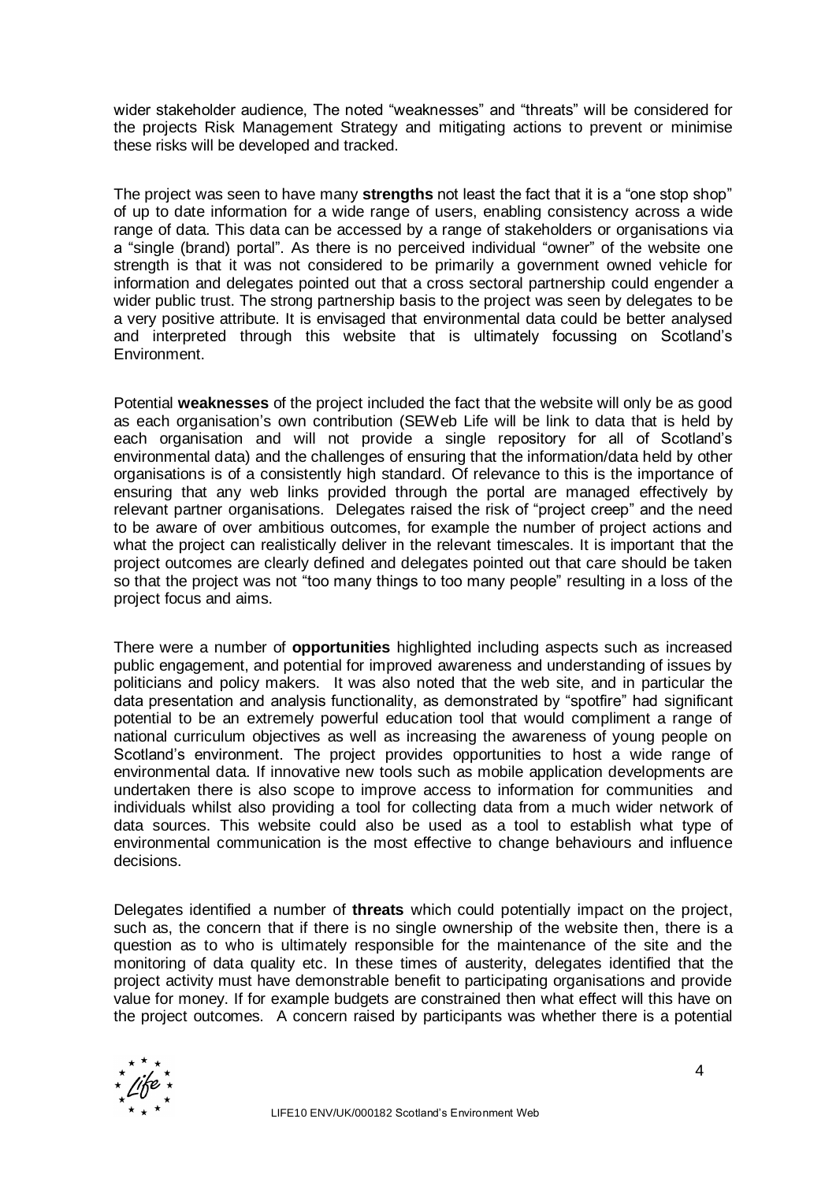wider stakeholder audience, The noted "weaknesses" and "threats" will be considered for the projects Risk Management Strategy and mitigating actions to prevent or minimise these risks will be developed and tracked.

The project was seen to have many **strengths** not least the fact that it is a "one stop shop" of up to date information for a wide range of users, enabling consistency across a wide range of data. This data can be accessed by a range of stakeholders or organisations via a "single (brand) portal". As there is no perceived individual "owner" of the website one strength is that it was not considered to be primarily a government owned vehicle for information and delegates pointed out that a cross sectoral partnership could engender a wider public trust. The strong partnership basis to the project was seen by delegates to be a very positive attribute. It is envisaged that environmental data could be better analysed and interpreted through this website that is ultimately focussing on Scotland's Environment.

Potential **weaknesses** of the project included the fact that the website will only be as good as each organisation's own contribution (SEWeb Life will be link to data that is held by each organisation and will not provide a single repository for all of Scotland's environmental data) and the challenges of ensuring that the information/data held by other organisations is of a consistently high standard. Of relevance to this is the importance of ensuring that any web links provided through the portal are managed effectively by relevant partner organisations. Delegates raised the risk of "project creep" and the need to be aware of over ambitious outcomes, for example the number of project actions and what the project can realistically deliver in the relevant timescales. It is important that the project outcomes are clearly defined and delegates pointed out that care should be taken so that the project was not "too many things to too many people" resulting in a loss of the project focus and aims.

There were a number of **opportunities** highlighted including aspects such as increased public engagement, and potential for improved awareness and understanding of issues by politicians and policy makers. It was also noted that the web site, and in particular the data presentation and analysis functionality, as demonstrated by "spotfire" had significant potential to be an extremely powerful education tool that would compliment a range of national curriculum objectives as well as increasing the awareness of young people on Scotland's environment. The project provides opportunities to host a wide range of environmental data. If innovative new tools such as mobile application developments are undertaken there is also scope to improve access to information for communities and individuals whilst also providing a tool for collecting data from a much wider network of data sources. This website could also be used as a tool to establish what type of environmental communication is the most effective to change behaviours and influence decisions.

Delegates identified a number of **threats** which could potentially impact on the project, such as, the concern that if there is no single ownership of the website then, there is a question as to who is ultimately responsible for the maintenance of the site and the monitoring of data quality etc. In these times of austerity, delegates identified that the project activity must have demonstrable benefit to participating organisations and provide value for money. If for example budgets are constrained then what effect will this have on the project outcomes. A concern raised by participants was whether there is a potential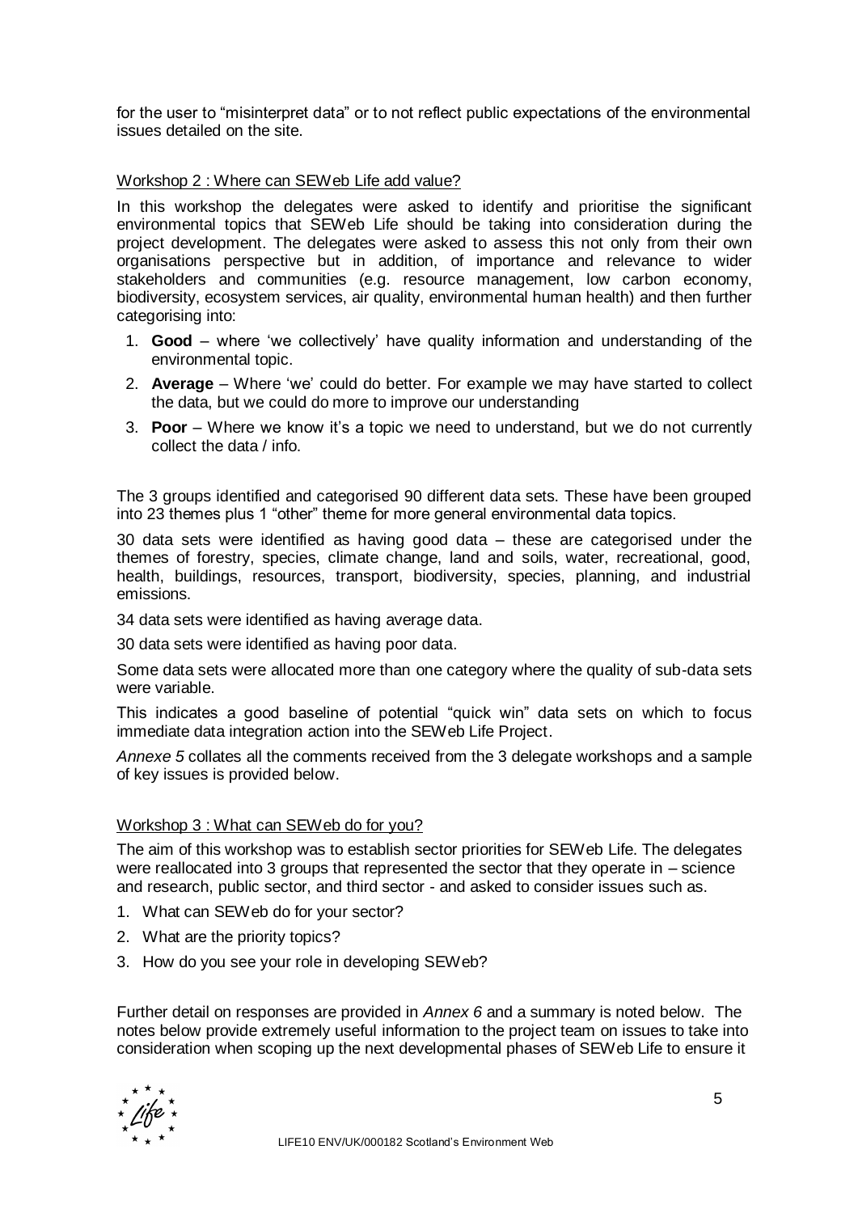for the user to "misinterpret data" or to not reflect public expectations of the environmental issues detailed on the site.

Workshop 2 : Where can SEWeb Life add value?

In this workshop the delegates were asked to identify and prioritise the significant environmental topics that SEWeb Life should be taking into consideration during the project development. The delegates were asked to assess this not only from their own organisations perspective but in addition, of importance and relevance to wider stakeholders and communities (e.g. resource management, low carbon economy, biodiversity, ecosystem services, air quality, environmental human health) and then further categorising into:

1. **Good** – where 'we collectively' have quality information and understanding of the environmental topic.
2. **Average** – Where 'we' could do better. For example we may have started to collect the data, but we could do more to improve our understanding
3. **Poor** – Where we know it's a topic we need to understand, but we do not currently collect the data / info.

The 3 groups identified and categorised 90 different data sets. These have been grouped into 23 themes plus 1 "other" theme for more general environmental data topics.

30 data sets were identified as having good data – these are categorised under the themes of forestry, species, climate change, land and soils, water, recreational, good, health, buildings, resources, transport, biodiversity, species, planning, and industrial emissions.

34 data sets were identified as having average data.

30 data sets were identified as having poor data.

Some data sets were allocated more than one category where the quality of sub-data sets were variable.

This indicates a good baseline of potential "quick win" data sets on which to focus immediate data integration action into the SEWeb Life Project.

*Annexe 5* collates all the comments received from the 3 delegate workshops and a sample of key issues is provided below.

Workshop 3 : What can SEWeb do for you?

The aim of this workshop was to establish sector priorities for SEWeb Life. The delegates were reallocated into 3 groups that represented the sector that they operate in – science and research, public sector, and third sector - and asked to consider issues such as.

1. What can SEWeb do for your sector?
2. What are the priority topics?
3. How do you see your role in developing SEWeb?

Further detail on responses are provided in *Annex 6* and a summary is noted below. The notes below provide extremely useful information to the project team on issues to take into consideration when scoping up the next developmental phases of SEWeb Life to ensure it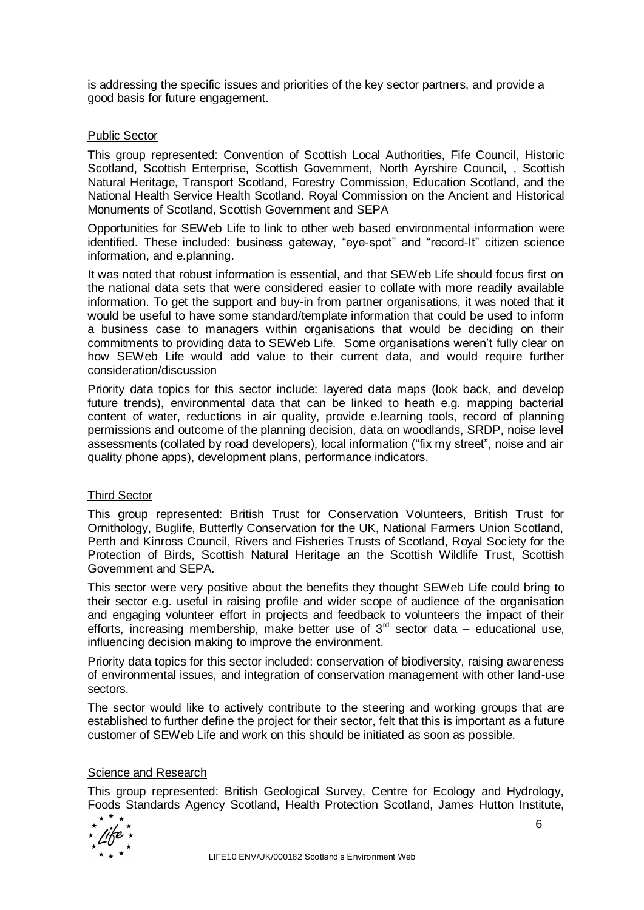is addressing the specific issues and priorities of the key sector partners, and provide a good basis for future engagement.

Public Sector

This group represented: Convention of Scottish Local Authorities, Fife Council, Historic Scotland, Scottish Enterprise, Scottish Government, North Ayrshire Council, , Scottish Natural Heritage, Transport Scotland, Forestry Commission, Education Scotland, and the National Health Service Health Scotland. Royal Commission on the Ancient and Historical Monuments of Scotland, Scottish Government and SEPA

Opportunities for SEWeb Life to link to other web based environmental information were identified. These included: business gateway, "eye-spot" and "record-It" citizen science information, and e.planning.

It was noted that robust information is essential, and that SEWeb Life should focus first on the national data sets that were considered easier to collate with more readily available information. To get the support and buy-in from partner organisations, it was noted that it would be useful to have some standard/template information that could be used to inform a business case to managers within organisations that would be deciding on their commitments to providing data to SEWeb Life. Some organisations weren't fully clear on how SEWeb Life would add value to their current data, and would require further consideration/discussion

Priority data topics for this sector include: layered data maps (look back, and develop future trends), environmental data that can be linked to heath e.g. mapping bacterial content of water, reductions in air quality, provide e.learning tools, record of planning permissions and outcome of the planning decision, data on woodlands, SRDP, noise level assessments (collated by road developers), local information ("fix my street", noise and air quality phone apps), development plans, performance indicators.

Third Sector

This group represented: British Trust for Conservation Volunteers, British Trust for Ornithology, Buglife, Butterfly Conservation for the UK, National Farmers Union Scotland, Perth and Kinross Council, Rivers and Fisheries Trusts of Scotland, Royal Society for the Protection of Birds, Scottish Natural Heritage an the Scottish Wildlife Trust, Scottish Government and SEPA.

This sector were very positive about the benefits they thought SEWeb Life could bring to their sector e.g. useful in raising profile and wider scope of audience of the organisation and engaging volunteer effort in projects and feedback to volunteers the impact of their efforts, increasing membership, make better use of 3rd sector data – educational use, influencing decision making to improve the environment.

Priority data topics for this sector included: conservation of biodiversity, raising awareness of environmental issues, and integration of conservation management with other land-use sectors.

The sector would like to actively contribute to the steering and working groups that are established to further define the project for their sector, felt that this is important as a future customer of SEWeb Life and work on this should be initiated as soon as possible.

Science and Research

This group represented: British Geological Survey, Centre for Ecology and Hydrology, Foods Standards Agency Scotland, Health Protection Scotland, James Hutton Institute,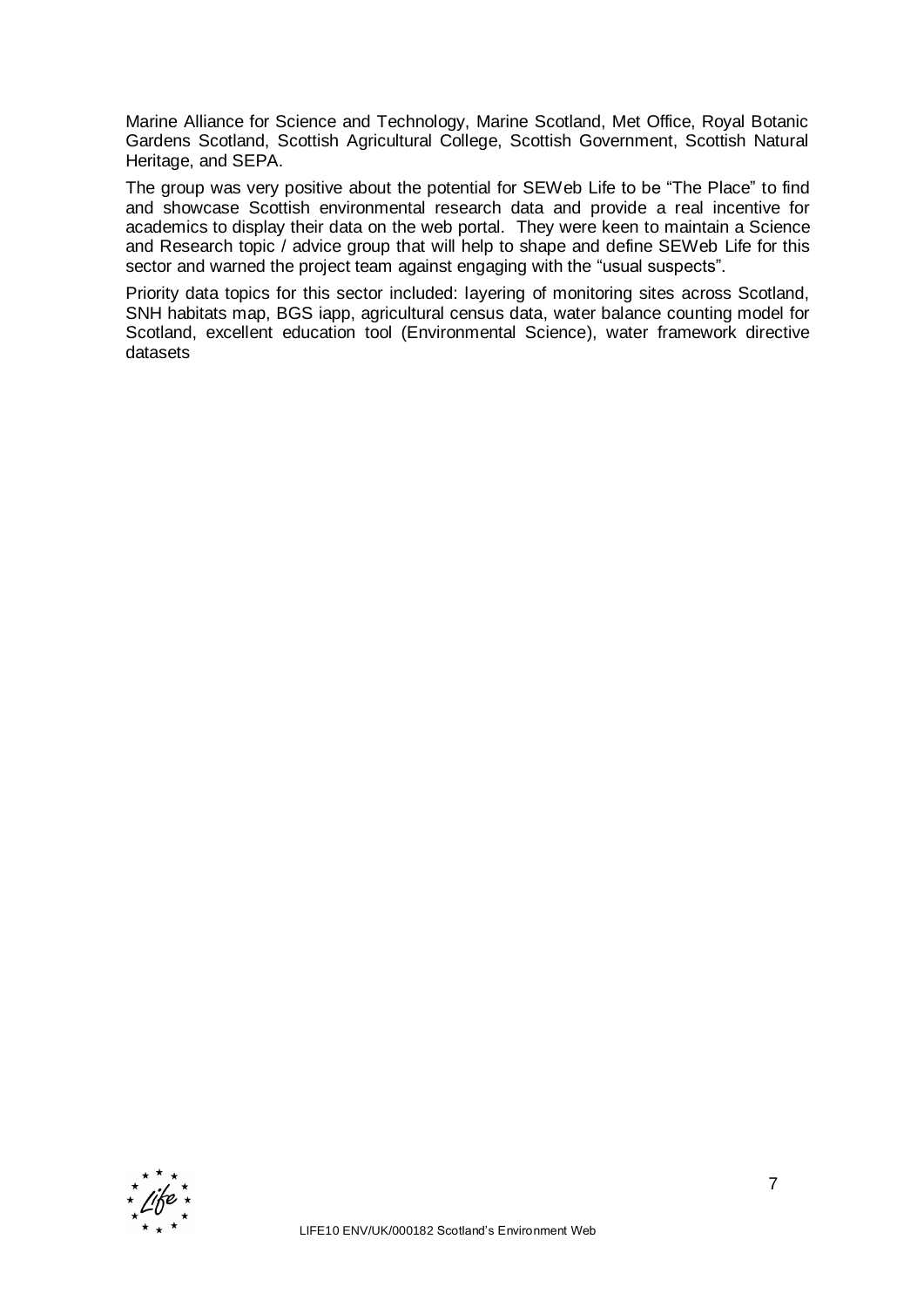Marine Alliance for Science and Technology, Marine Scotland, Met Office, Royal Botanic Gardens Scotland, Scottish Agricultural College, Scottish Government, Scottish Natural Heritage, and SEPA.

The group was very positive about the potential for SEWeb Life to be "The Place" to find and showcase Scottish environmental research data and provide a real incentive for academics to display their data on the web portal. They were keen to maintain a Science and Research topic / advice group that will help to shape and define SEWeb Life for this sector and warned the project team against engaging with the "usual suspects".

Priority data topics for this sector included: layering of monitoring sites across Scotland, SNH habitats map, BGS iapp, agricultural census data, water balance counting model for Scotland, excellent education tool (Environmental Science), water framework directive datasets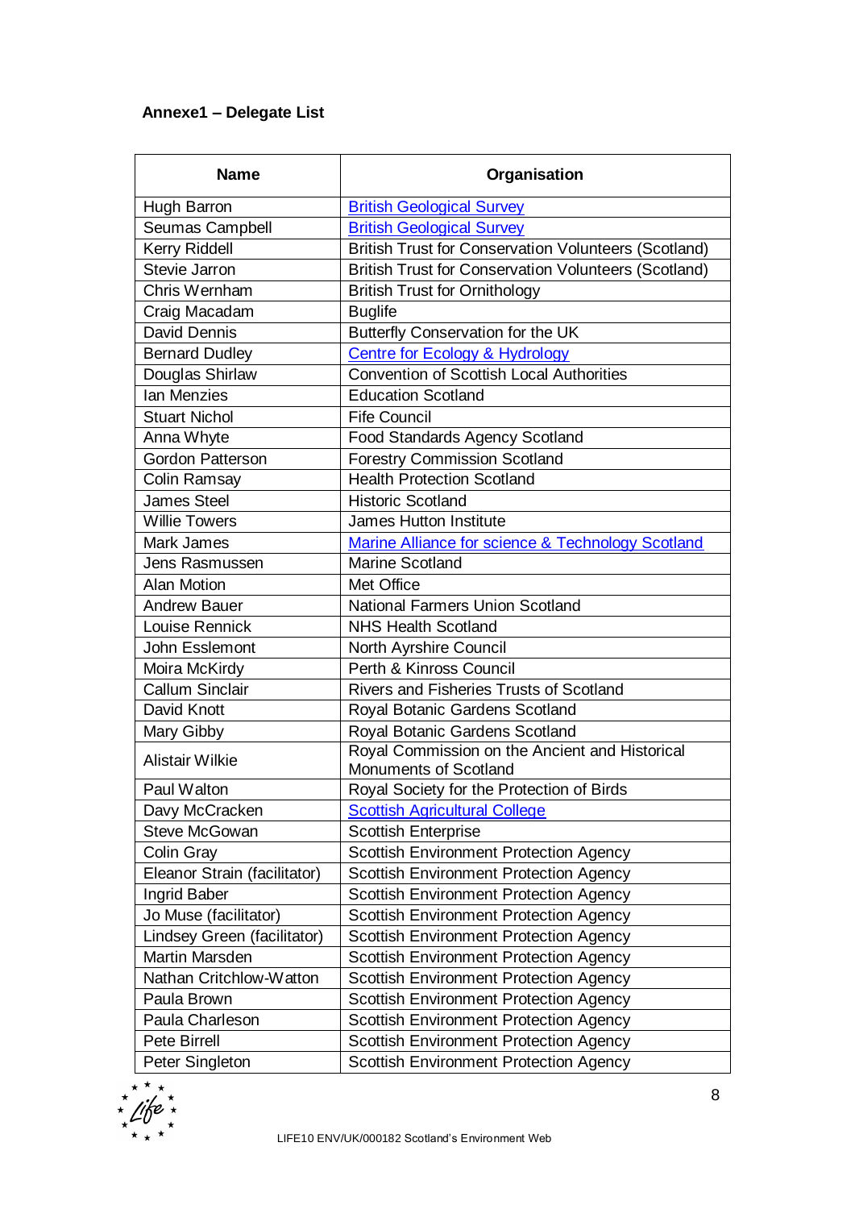**Annexe1 – Delegate List**

| Name | Organisation |
|---|---|
| Hugh Barron | British Geological Survey |
| Seumas Campbell | British Geological Survey |
| Kerry Riddell | British Trust for Conservation Volunteers (Scotland) |
| Stevie Jarron | British Trust for Conservation Volunteers (Scotland) |
| Chris Wernham | British Trust for Ornithology |
| Craig Macadam | Buglife |
| David Dennis | Butterfly Conservation for the UK |
| Bernard Dudley | Centre for Ecology & Hydrology |
| Douglas Shirlaw | Convention of Scottish Local Authorities |
| Ian Menzies | Education Scotland |
| Stuart Nichol | Fife Council |
| Anna Whyte | Food Standards Agency Scotland |
| Gordon Patterson | Forestry Commission Scotland |
| Colin Ramsay | Health Protection Scotland |
| James Steel | Historic Scotland |
| Willie Towers | James Hutton Institute |
| Mark James | Marine Alliance for science & Technology Scotland |
| Jens Rasmussen | Marine Scotland |
| Alan Motion | Met Office |
| Andrew Bauer | National Farmers Union Scotland |
| Louise Rennick | NHS Health Scotland |
| John Esslemont | North Ayrshire Council |
| Moira McKirdy | Perth & Kinross Council |
| Callum Sinclair | Rivers and Fisheries Trusts of Scotland |
| David Knott | Royal Botanic Gardens Scotland |
| Mary Gibby | Royal Botanic Gardens Scotland |
| Alistair Wilkie | Royal Commission on the Ancient and Historical Monuments of Scotland |
| Paul Walton | Royal Society for the Protection of Birds |
| Davy McCracken | Scottish Agricultural College |
| Steve McGowan | Scottish Enterprise |
| Colin Gray | Scottish Environment Protection Agency |
| Eleanor Strain (facilitator) | Scottish Environment Protection Agency |
| Ingrid Baber | Scottish Environment Protection Agency |
| Jo Muse (facilitator) | Scottish Environment Protection Agency |
| Lindsey Green (facilitator) | Scottish Environment Protection Agency |
| Martin Marsden | Scottish Environment Protection Agency |
| Nathan Critchlow-Watton | Scottish Environment Protection Agency |
| Paula Brown | Scottish Environment Protection Agency |
| Paula Charleson | Scottish Environment Protection Agency |
| Pete Birrell | Scottish Environment Protection Agency |
| Peter Singleton | Scottish Environment Protection Agency |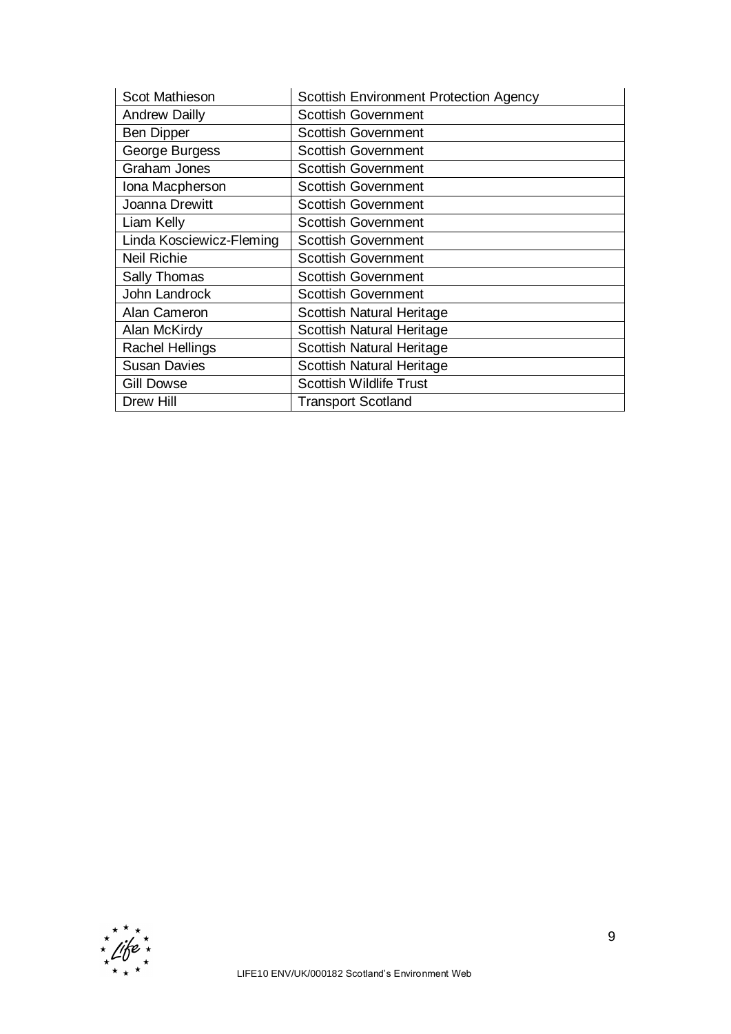| Scot Mathieson | Scottish Environment Protection Agency |
|---|---|
| Andrew Dailly | Scottish Government |
| Ben Dipper | Scottish Government |
| George Burgess | Scottish Government |
| Graham Jones | Scottish Government |
| Iona Macpherson | Scottish Government |
| Joanna Drewitt | Scottish Government |
| Liam Kelly | Scottish Government |
| Linda Kosciewicz-Fleming | Scottish Government |
| Neil Richie | Scottish Government |
| Sally Thomas | Scottish Government |
| John Landrock | Scottish Government |
| Alan Cameron | Scottish Natural Heritage |
| Alan McKirdy | Scottish Natural Heritage |
| Rachel Hellings | Scottish Natural Heritage |
| Susan Davies | Scottish Natural Heritage |
| Gill Dowse | Scottish Wildlife Trust |
| Drew Hill | Transport Scotland |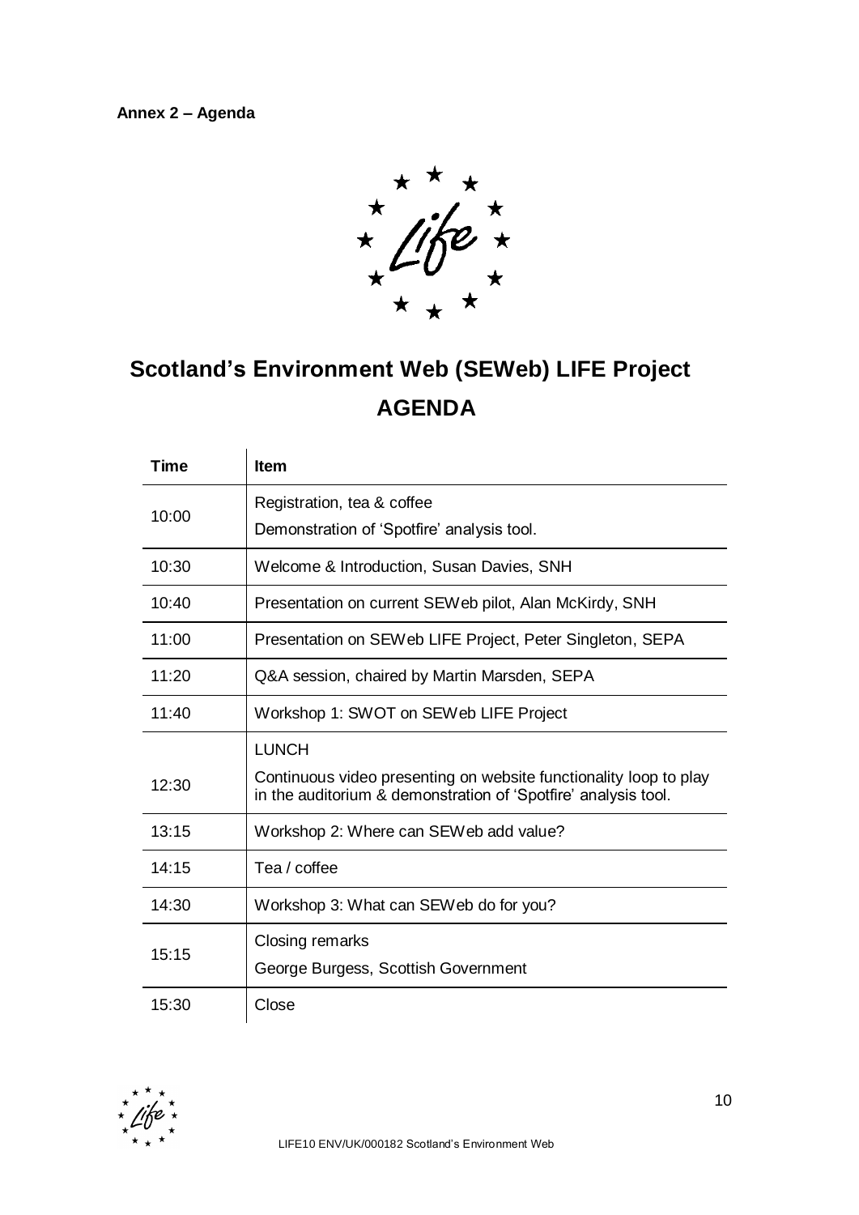**Annex 2 – Agenda**

# Scotland's Environment Web (SEWeb) LIFE Project

## AGENDA

| Time | Item |
|---|---|
| 10:00 | Registration, tea & coffee<br>Demonstration of 'Spotfire' analysis tool. |
| 10:30 | Welcome & Introduction, Susan Davies, SNH |
| 10:40 | Presentation on current SEWeb pilot, Alan McKirdy, SNH |
| 11:00 | Presentation on SEWeb LIFE Project, Peter Singleton, SEPA |
| 11:20 | Q&A session, chaired by Martin Marsden, SEPA |
| 11:40 | Workshop 1: SWOT on SEWeb LIFE Project |
| 12:30 | LUNCH<br>Continuous video presenting on website functionality loop to play in the auditorium & demonstration of 'Spotfire' analysis tool. |
| 13:15 | Workshop 2: Where can SEWeb add value? |
| 14:15 | Tea / coffee |
| 14:30 | Workshop 3: What can SEWeb do for you? |
| 15:15 | Closing remarks<br>George Burgess, Scottish Government |
| 15:30 | Close |

LIFE10 ENV/UK/000182 Scotland's Environment Web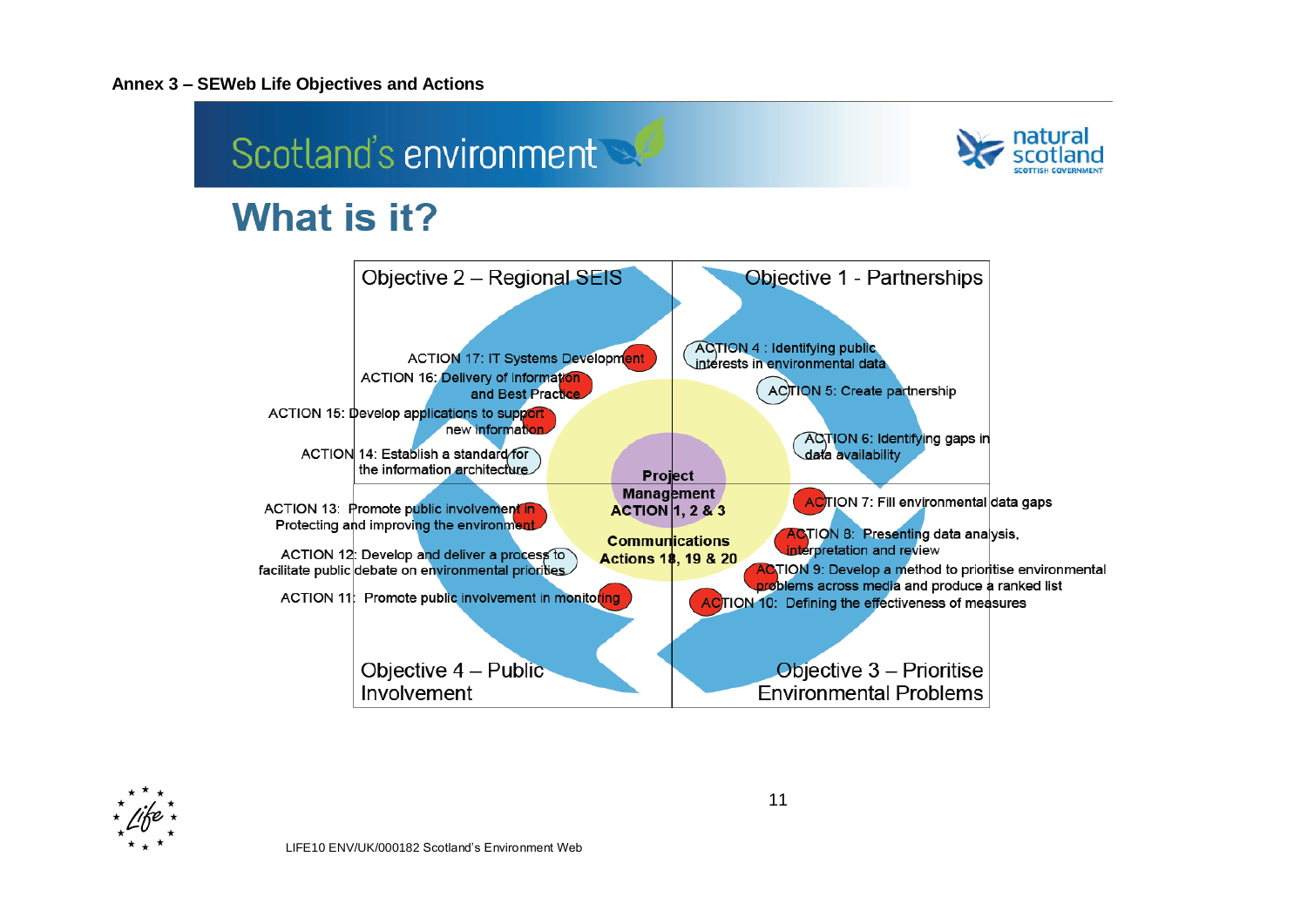**Annex 3 – SEWeb Life Objectives and Actions**

Scotland's environment

natural scotland
SCOTTISH GOVERNMENT

## What is it?

**Objective 2 – Regional SEIS**

- ACTION 17: IT Systems Development
- ACTION 16: Delivery of information and Best Practice
- ACTION 15: Develop applications to support new information
- ACTION 14: Establish a standard for the information architecture

**Objective 1 - Partnerships**

- ACTION 4 : Identifying public interests in environmental data
- ACTION 5: Create partnership
- ACTION 6: Identifying gaps in data availability

**Project Management ACTION 1, 2 & 3**

**Communications Actions 18, 19 & 20**

**Objective 4 – Public Involvement**

- ACTION 13: Promote public involvement in Protecting and improving the environment
- ACTION 12: Develop and deliver a process to facilitate public debate on environmental priorities
- ACTION 11: Promote public involvement in monitoring

**Objective 3 – Prioritise Environmental Problems**

- ACTION 7: Fill environmental data gaps
- ACTION 8: Presenting data analysis, interpretation and review
- ACTION 9: Develop a method to prioritise environmental problems across media and produce a ranked list
- ACTION 10: Defining the effectiveness of measures

LIFE10 ENV/UK/000182 Scotland's Environment Web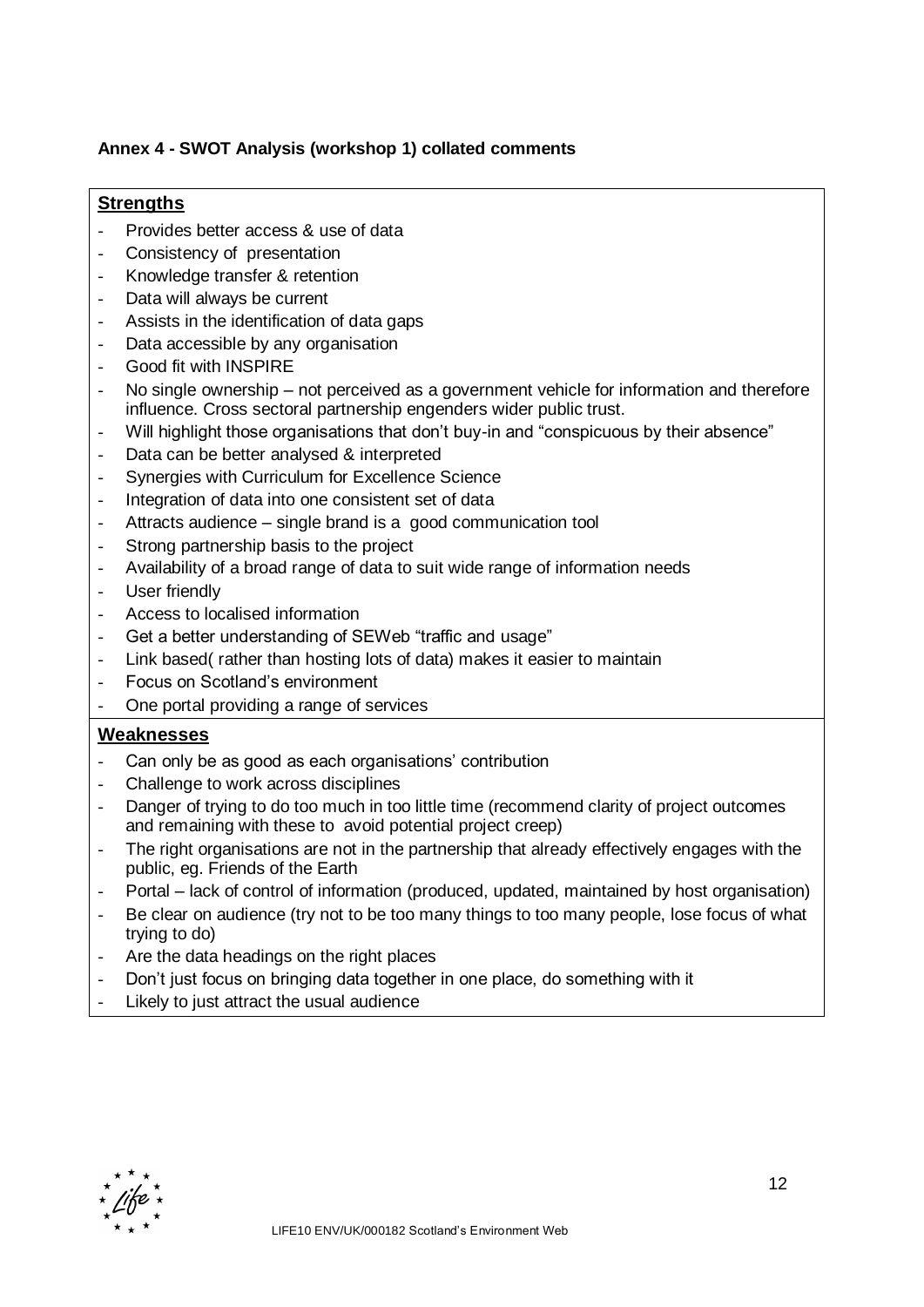**Annex 4 - SWOT Analysis (workshop 1) collated comments**

**Strengths**

- Provides better access & use of data
- Consistency of presentation
- Knowledge transfer & retention
- Data will always be current
- Assists in the identification of data gaps
- Data accessible by any organisation
- Good fit with INSPIRE
- No single ownership – not perceived as a government vehicle for information and therefore influence. Cross sectoral partnership engenders wider public trust.
- Will highlight those organisations that don't buy-in and "conspicuous by their absence"
- Data can be better analysed & interpreted
- Synergies with Curriculum for Excellence Science
- Integration of data into one consistent set of data
- Attracts audience – single brand is a good communication tool
- Strong partnership basis to the project
- Availability of a broad range of data to suit wide range of information needs
- User friendly
- Access to localised information
- Get a better understanding of SEWeb "traffic and usage"
- Link based( rather than hosting lots of data) makes it easier to maintain
- Focus on Scotland's environment
- One portal providing a range of services

**Weaknesses**

- Can only be as good as each organisations' contribution
- Challenge to work across disciplines
- Danger of trying to do too much in too little time (recommend clarity of project outcomes and remaining with these to avoid potential project creep)
- The right organisations are not in the partnership that already effectively engages with the public, eg. Friends of the Earth
- Portal – lack of control of information (produced, updated, maintained by host organisation)
- Be clear on audience (try not to be too many things to too many people, lose focus of what trying to do)
- Are the data headings on the right places
- Don't just focus on bringing data together in one place, do something with it
- Likely to just attract the usual audience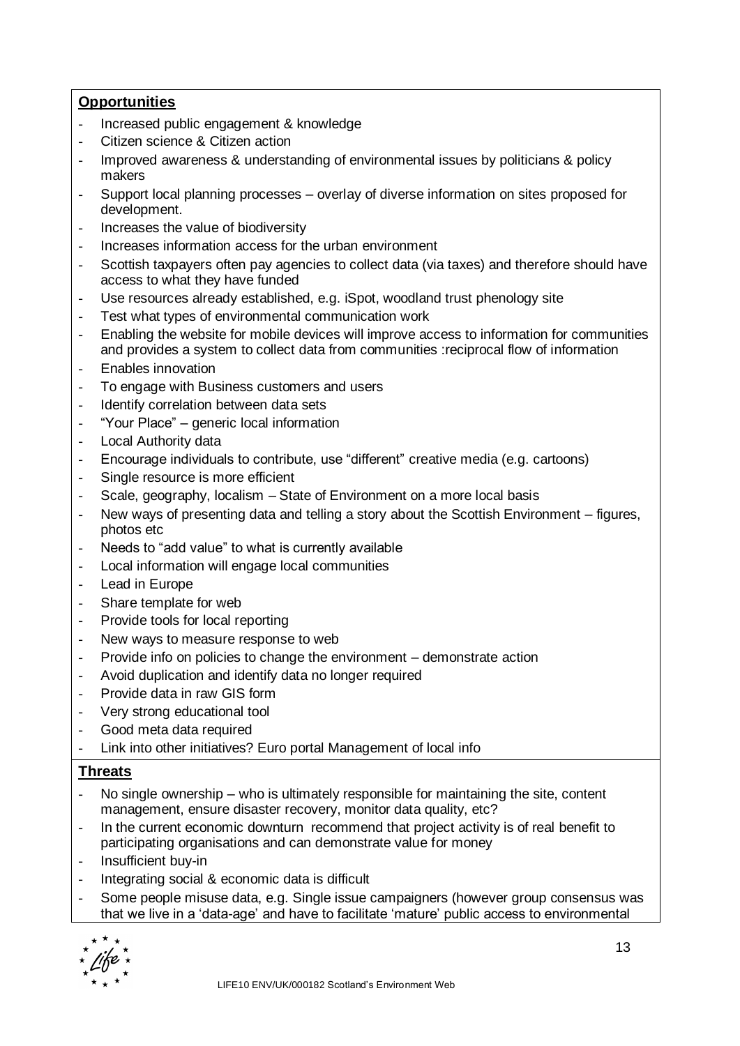**Opportunities**

- Increased public engagement & knowledge
- Citizen science & Citizen action
- Improved awareness & understanding of environmental issues by politicians & policy makers
- Support local planning processes – overlay of diverse information on sites proposed for development.
- Increases the value of biodiversity
- Increases information access for the urban environment
- Scottish taxpayers often pay agencies to collect data (via taxes) and therefore should have access to what they have funded
- Use resources already established, e.g. iSpot, woodland trust phenology site
- Test what types of environmental communication work
- Enabling the website for mobile devices will improve access to information for communities and provides a system to collect data from communities :reciprocal flow of information
- Enables innovation
- To engage with Business customers and users
- Identify correlation between data sets
- "Your Place" – generic local information
- Local Authority data
- Encourage individuals to contribute, use "different" creative media (e.g. cartoons)
- Single resource is more efficient
- Scale, geography, localism – State of Environment on a more local basis
- New ways of presenting data and telling a story about the Scottish Environment – figures, photos etc
- Needs to "add value" to what is currently available
- Local information will engage local communities
- Lead in Europe
- Share template for web
- Provide tools for local reporting
- New ways to measure response to web
- Provide info on policies to change the environment – demonstrate action
- Avoid duplication and identify data no longer required
- Provide data in raw GIS form
- Very strong educational tool
- Good meta data required
- Link into other initiatives? Euro portal Management of local info

**Threats**

- No single ownership – who is ultimately responsible for maintaining the site, content management, ensure disaster recovery, monitor data quality, etc?
- In the current economic downturn recommend that project activity is of real benefit to participating organisations and can demonstrate value for money
- Insufficient buy-in
- Integrating social & economic data is difficult
- Some people misuse data, e.g. Single issue campaigners (however group consensus was that we live in a 'data-age' and have to facilitate 'mature' public access to environmental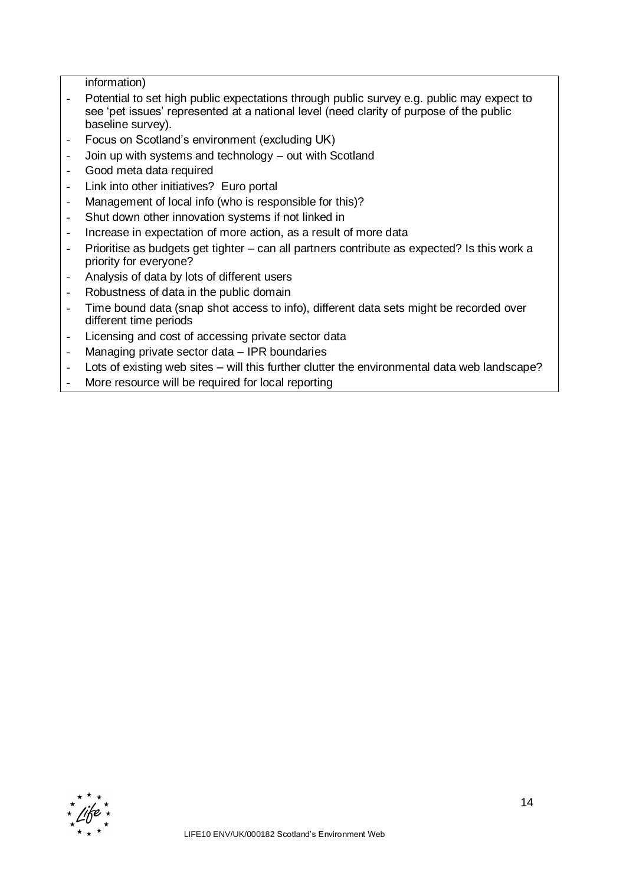information)

- Potential to set high public expectations through public survey e.g. public may expect to see 'pet issues' represented at a national level (need clarity of purpose of the public baseline survey).
- Focus on Scotland's environment (excluding UK)
- Join up with systems and technology – out with Scotland
- Good meta data required
- Link into other initiatives? Euro portal
- Management of local info (who is responsible for this)?
- Shut down other innovation systems if not linked in
- Increase in expectation of more action, as a result of more data
- Prioritise as budgets get tighter – can all partners contribute as expected? Is this work a priority for everyone?
- Analysis of data by lots of different users
- Robustness of data in the public domain
- Time bound data (snap shot access to info), different data sets might be recorded over different time periods
- Licensing and cost of accessing private sector data
- Managing private sector data – IPR boundaries
- Lots of existing web sites – will this further clutter the environmental data web landscape?
- More resource will be required for local reporting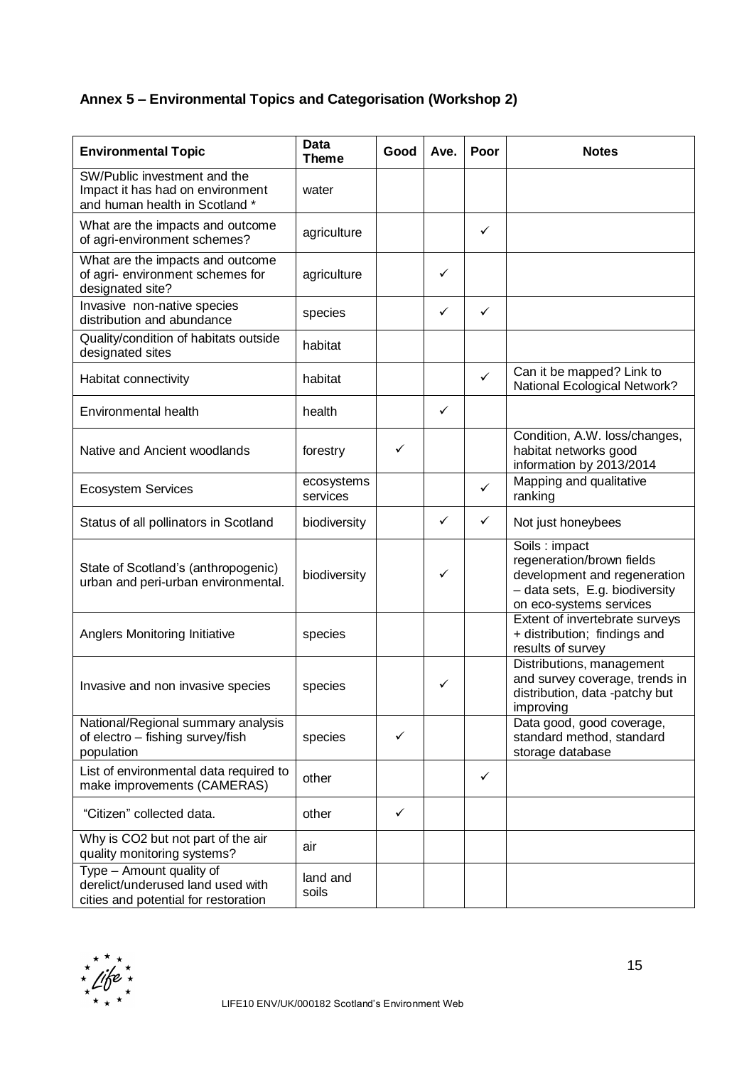## Annex 5 – Environmental Topics and Categorisation (Workshop 2)

| Environmental Topic | Data Theme | Good | Ave. | Poor | Notes |
|---|---|---|---|---|---|
| SW/Public investment and the Impact it has had on environment and human health in Scotland * | water | | | | |
| What are the impacts and outcome of agri-environment schemes? | agriculture | | | ✓ | |
| What are the impacts and outcome of agri- environment schemes for designated site? | agriculture | | ✓ | | |
| Invasive non-native species distribution and abundance | species | | ✓ | ✓ | |
| Quality/condition of habitats outside designated sites | habitat | | | | |
| Habitat connectivity | habitat | | | ✓ | Can it be mapped? Link to National Ecological Network? |
| Environmental health | health | | ✓ | | |
| Native and Ancient woodlands | forestry | ✓ | | | Condition, A.W. loss/changes, habitat networks good information by 2013/2014 |
| Ecosystem Services | ecosystems services | | | ✓ | Mapping and qualitative ranking |
| Status of all pollinators in Scotland | biodiversity | | ✓ | ✓ | Not just honeybees |
| State of Scotland's (anthropogenic) urban and peri-urban environmental. | biodiversity | | ✓ | | Soils : impact regeneration/brown fields development and regeneration – data sets, E.g. biodiversity on eco-systems services |
| Anglers Monitoring Initiative | species | | | | Extent of invertebrate surveys + distribution; findings and results of survey |
| Invasive and non invasive species | species | | ✓ | | Distributions, management and survey coverage, trends in distribution, data -patchy but improving |
| National/Regional summary analysis of electro – fishing survey/fish population | species | ✓ | | | Data good, good coverage, standard method, standard storage database |
| List of environmental data required to make improvements (CAMERAS) | other | | | ✓ | |
| "Citizen" collected data. | other | ✓ | | | |
| Why is CO2 but not part of the air quality monitoring systems? | air | | | | |
| Type – Amount quality of derelict/underused land used with cities and potential for restoration | land and soils | | | | |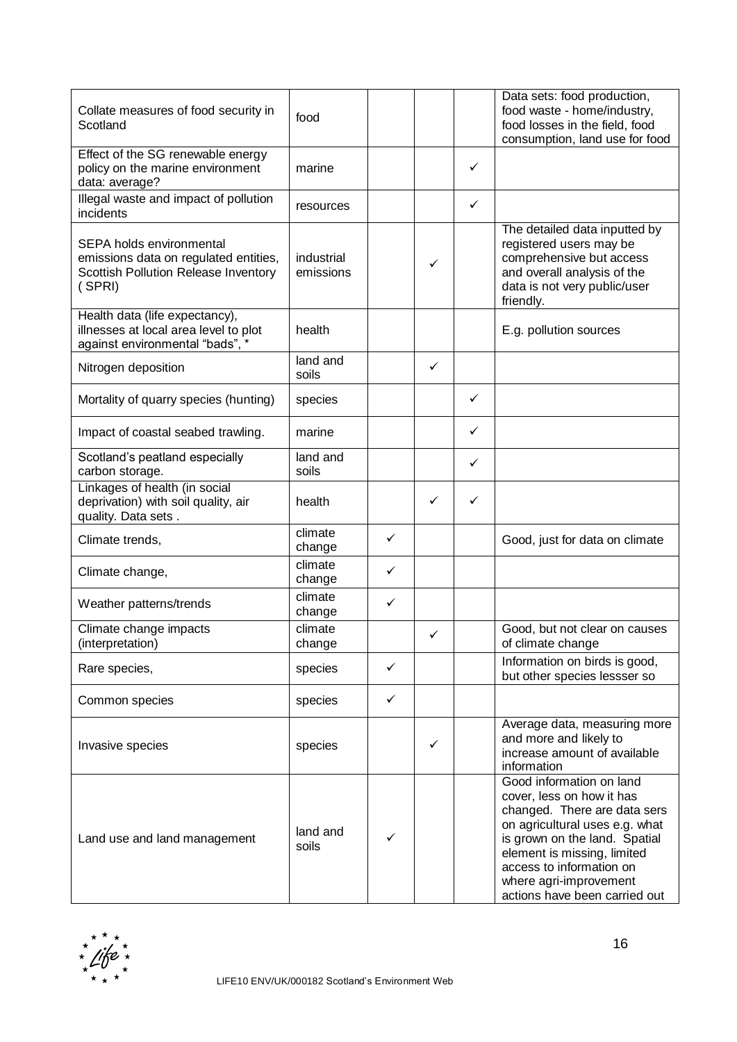| | | | | | |
|---|---|---|---|---|---|
| Collate measures of food security in Scotland | food | | | | Data sets: food production, food waste - home/industry, food losses in the field, food consumption, land use for food |
| Effect of the SG renewable energy policy on the marine environment data: average? | marine | | | ✓ | |
| Illegal waste and impact of pollution incidents | resources | | | ✓ | |
| SEPA holds environmental emissions data on regulated entities, Scottish Pollution Release Inventory ( SPRI) | industrial emissions | | ✓ | | The detailed data inputted by registered users may be comprehensive but access and overall analysis of the data is not very public/user friendly. |
| Health data (life expectancy), illnesses at local area level to plot against environmental "bads", * | health | | | | E.g. pollution sources |
| Nitrogen deposition | land and soils | | ✓ | | |
| Mortality of quarry species (hunting) | species | | | ✓ | |
| Impact of coastal seabed trawling. | marine | | | ✓ | |
| Scotland's peatland especially carbon storage. | land and soils | | | ✓ | |
| Linkages of health (in social deprivation) with soil quality, air quality. Data sets . | health | | ✓ | ✓ | |
| Climate trends, | climate change | ✓ | | | Good, just for data on climate |
| Climate change, | climate change | ✓ | | | |
| Weather patterns/trends | climate change | ✓ | | | |
| Climate change impacts (interpretation) | climate change | | ✓ | | Good, but not clear on causes of climate change |
| Rare species, | species | ✓ | | | Information on birds is good, but other species lessser so |
| Common species | species | ✓ | | | |
| Invasive species | species | | ✓ | | Average data, measuring more and more and likely to increase amount of available information |
| Land use and land management | land and soils | ✓ | | | Good information on land cover, less on how it has changed. There are data sers on agricultural uses e.g. what is grown on the land. Spatial element is missing, limited access to information on where agri-improvement actions have been carried out |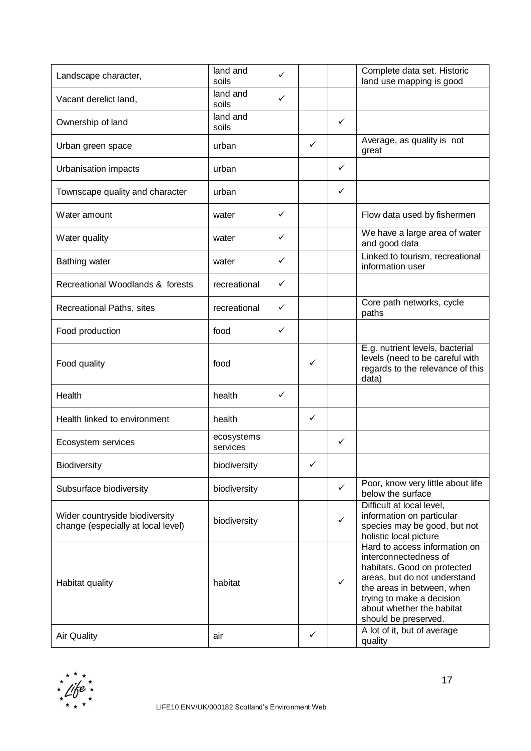| | | | | | |
|---|---|---|---|---|---|
| Landscape character, | land and soils | ✓ | | | Complete data set. Historic land use mapping is good |
| Vacant derelict land, | land and soils | ✓ | | | |
| Ownership of land | land and soils | | | ✓ | |
| Urban green space | urban | | ✓ | | Average, as quality is not great |
| Urbanisation impacts | urban | | | ✓ | |
| Townscape quality and character | urban | | | ✓ | |
| Water amount | water | ✓ | | | Flow data used by fishermen |
| Water quality | water | ✓ | | | We have a large area of water and good data |
| Bathing water | water | ✓ | | | Linked to tourism, recreational information user |
| Recreational Woodlands & forests | recreational | ✓ | | | |
| Recreational Paths, sites | recreational | ✓ | | | Core path networks, cycle paths |
| Food production | food | ✓ | | | |
| Food quality | food | | ✓ | | E.g. nutrient levels, bacterial levels (need to be careful with regards to the relevance of this data) |
| Health | health | ✓ | | | |
| Health linked to environment | health | | ✓ | | |
| Ecosystem services | ecosystems services | | | ✓ | |
| Biodiversity | biodiversity | | ✓ | | |
| Subsurface biodiversity | biodiversity | | | ✓ | Poor, know very little about life below the surface |
| Wider countryside biodiversity change (especially at local level) | biodiversity | | | ✓ | Difficult at local level, information on particular species may be good, but not holistic local picture |
| Habitat quality | habitat | | | ✓ | Hard to access information on interconnectedness of habitats. Good on protected areas, but do not understand the areas in between, when trying to make a decision about whether the habitat should be preserved. |
| Air Quality | air | | ✓ | | A lot of it, but of average quality |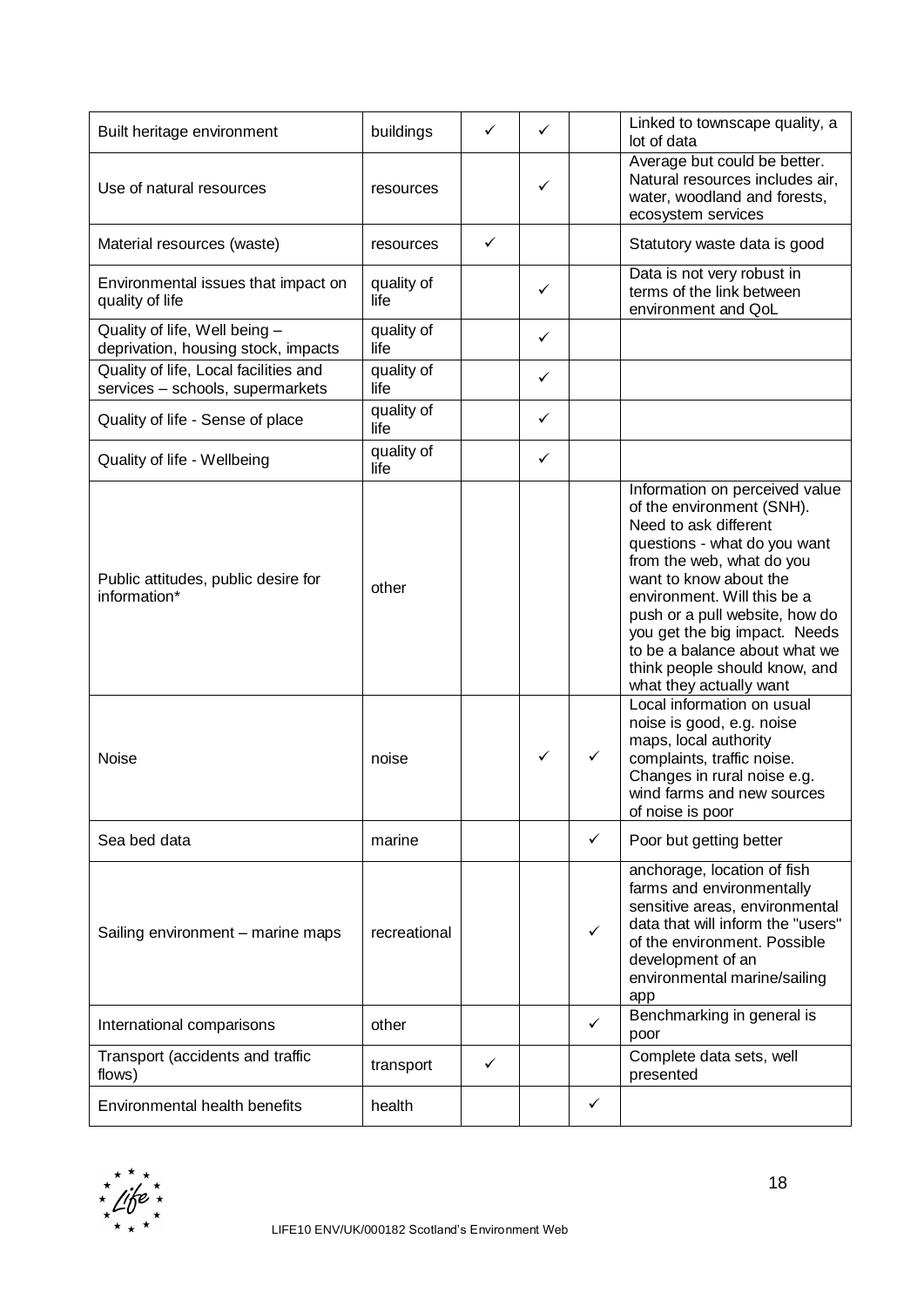| | | | | | |
|---|---|---|---|---|---|
| Built heritage environment | buildings | ✓ | ✓ | | Linked to townscape quality, a lot of data |
| Use of natural resources | resources | | ✓ | | Average but could be better. Natural resources includes air, water, woodland and forests, ecosystem services |
| Material resources (waste) | resources | ✓ | | | Statutory waste data is good |
| Environmental issues that impact on quality of life | quality of life | | ✓ | | Data is not very robust in terms of the link between environment and QoL |
| Quality of life, Well being – deprivation, housing stock, impacts | quality of life | | ✓ | | |
| Quality of life, Local facilities and services – schools, supermarkets | quality of life | | ✓ | | |
| Quality of life - Sense of place | quality of life | | ✓ | | |
| Quality of life - Wellbeing | quality of life | | ✓ | | |
| Public attitudes, public desire for information* | other | | | | Information on perceived value of the environment (SNH). Need to ask different questions - what do you want from the web, what do you want to know about the environment. Will this be a push or a pull website, how do you get the big impact. Needs to be a balance about what we think people should know, and what they actually want |
| Noise | noise | | ✓ | ✓ | Local information on usual noise is good, e.g. noise maps, local authority complaints, traffic noise. Changes in rural noise e.g. wind farms and new sources of noise is poor |
| Sea bed data | marine | | | ✓ | Poor but getting better |
| Sailing environment – marine maps | recreational | | | ✓ | anchorage, location of fish farms and environmentally sensitive areas, environmental data that will inform the "users" of the environment. Possible development of an environmental marine/sailing app |
| International comparisons | other | | | ✓ | Benchmarking in general is poor |
| Transport (accidents and traffic flows) | transport | ✓ | | | Complete data sets, well presented |
| Environmental health benefits | health | | | ✓ | |

LIFE10 ENV/UK/000182 Scotland's Environment Web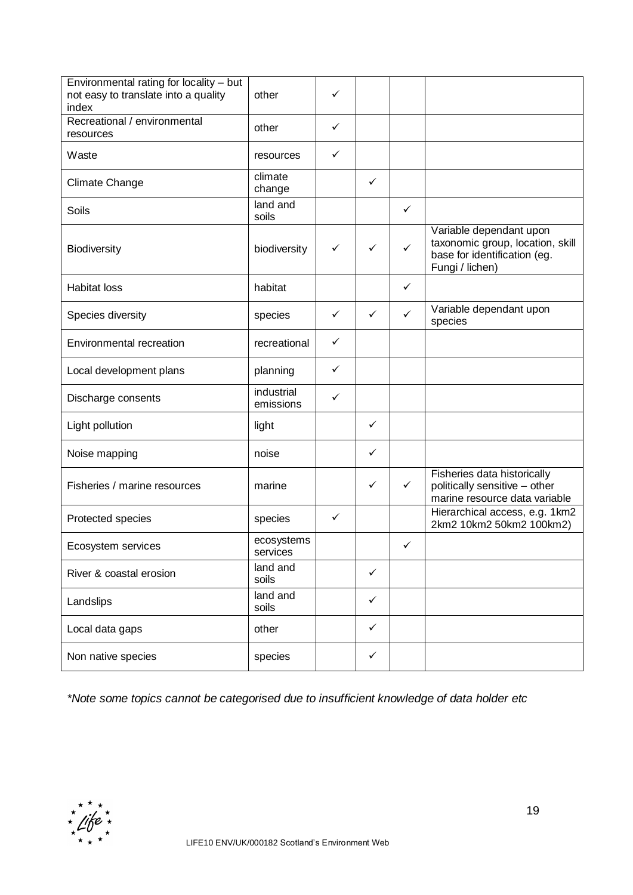| | | | | | |
|---|---|---|---|---|---|
| Environmental rating for locality – but not easy to translate into a quality index | other | ✓ | | | |
| Recreational / environmental resources | other | ✓ | | | |
| Waste | resources | ✓ | | | |
| Climate Change | climate change | | ✓ | | |
| Soils | land and soils | | | ✓ | |
| Biodiversity | biodiversity | ✓ | ✓ | ✓ | Variable dependant upon taxonomic group, location, skill base for identification (eg. Fungi / lichen) |
| Habitat loss | habitat | | | ✓ | |
| Species diversity | species | ✓ | ✓ | ✓ | Variable dependant upon species |
| Environmental recreation | recreational | ✓ | | | |
| Local development plans | planning | ✓ | | | |
| Discharge consents | industrial emissions | ✓ | | | |
| Light pollution | light | | ✓ | | |
| Noise mapping | noise | | ✓ | | |
| Fisheries / marine resources | marine | | ✓ | ✓ | Fisheries data historically politically sensitive – other marine resource data variable |
| Protected species | species | ✓ | | | Hierarchical access, e.g. 1km2 2km2 10km2 50km2 100km2) |
| Ecosystem services | ecosystems services | | | ✓ | |
| River & coastal erosion | land and soils | | ✓ | | |
| Landslips | land and soils | | ✓ | | |
| Local data gaps | other | | ✓ | | |
| Non native species | species | | ✓ | | |

*\*Note some topics cannot be categorised due to insufficient knowledge of data holder etc*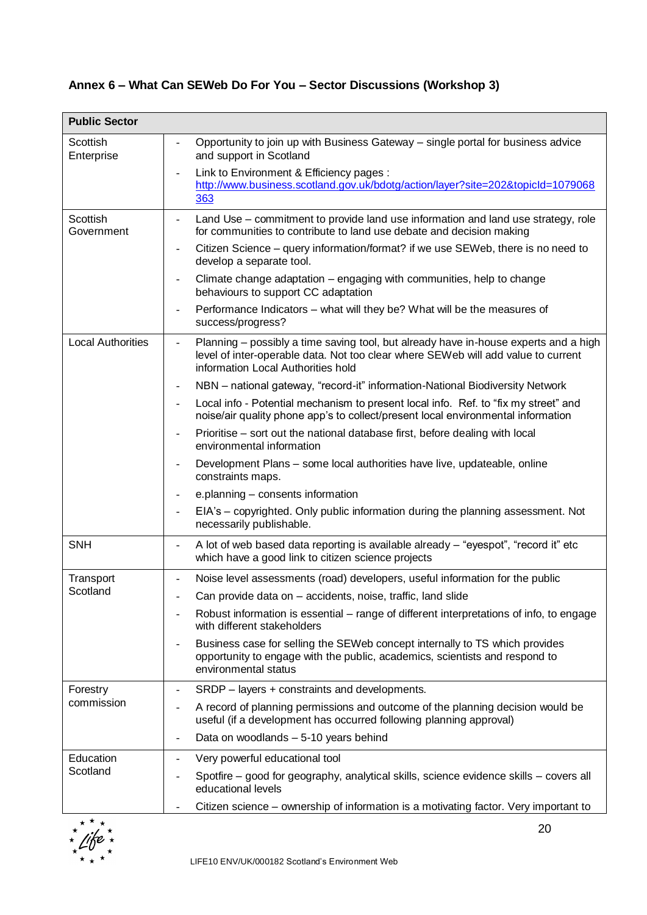## Annex 6 – What Can SEWeb Do For You – Sector Discussions (Workshop 3)

| **Public Sector** | |
|---|---|
| Scottish Enterprise | - Opportunity to join up with Business Gateway – single portal for business advice and support in Scotland<br>- Link to Environment & Efficiency pages : http://www.business.scotland.gov.uk/bdotg/action/layer?site=202&topicId=1079068363 |
| Scottish Government | - Land Use – commitment to provide land use information and land use strategy, role for communities to contribute to land use debate and decision making<br>- Citizen Science – query information/format? if we use SEWeb, there is no need to develop a separate tool.<br>- Climate change adaptation – engaging with communities, help to change behaviours to support CC adaptation<br>- Performance Indicators – what will they be? What will be the measures of success/progress? |
| Local Authorities | - Planning – possibly a time saving tool, but already have in-house experts and a high level of inter-operable data. Not too clear where SEWeb will add value to current information Local Authorities hold<br>- NBN – national gateway, "record-it" information-National Biodiversity Network<br>- Local info - Potential mechanism to present local info. Ref. to "fix my street" and noise/air quality phone app's to collect/present local environmental information<br>- Prioritise – sort out the national database first, before dealing with local environmental information<br>- Development Plans – some local authorities have live, updateable, online constraints maps.<br>- e.planning – consents information<br>- EIA's – copyrighted. Only public information during the planning assessment. Not necessarily publishable. |
| SNH | - A lot of web based data reporting is available already – "eyespot", "record it" etc which have a good link to citizen science projects |
| Transport Scotland | - Noise level assessments (road) developers, useful information for the public<br>- Can provide data on – accidents, noise, traffic, land slide<br>- Robust information is essential – range of different interpretations of info, to engage with different stakeholders<br>- Business case for selling the SEWeb concept internally to TS which provides opportunity to engage with the public, academics, scientists and respond to environmental status |
| Forestry commission | - SRDP – layers + constraints and developments.<br>- A record of planning permissions and outcome of the planning decision would be useful (if a development has occurred following planning approval)<br>- Data on woodlands – 5-10 years behind |
| Education Scotland | - Very powerful educational tool<br>- Spotfire – good for geography, analytical skills, science evidence skills – covers all educational levels<br>- Citizen science – ownership of information is a motivating factor. Very important to |

LIFE10 ENV/UK/000182 Scotland's Environment Web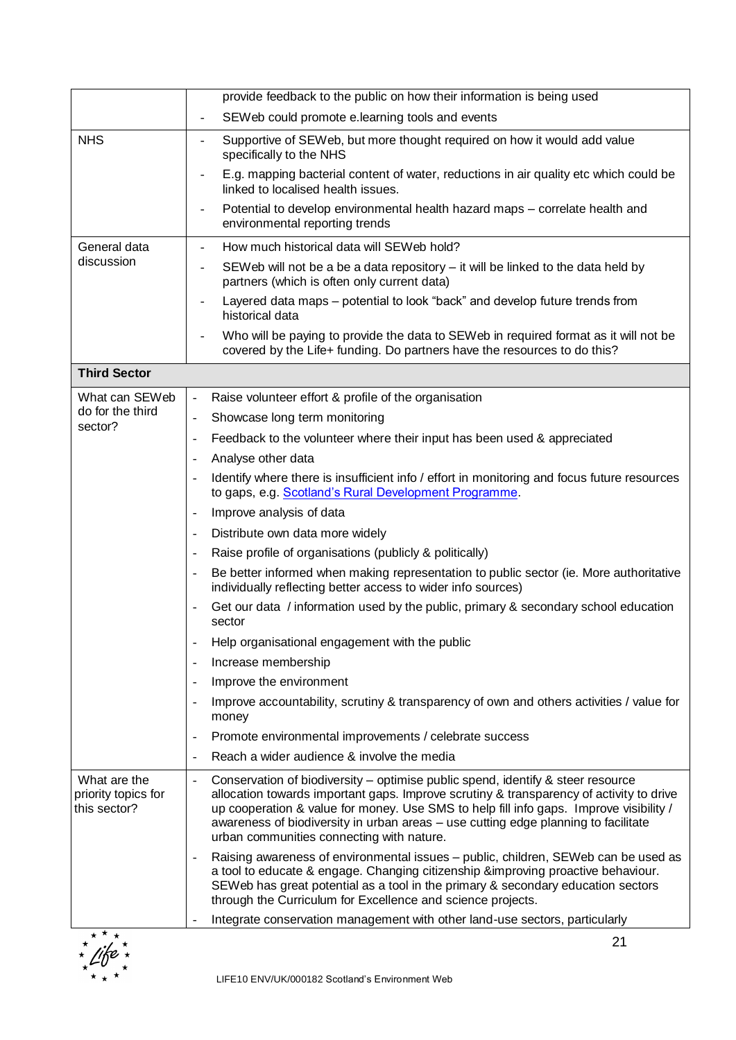| | |
|---|---|
| | provide feedback to the public on how their information is being used<br>- SEWeb could promote e.learning tools and events |
| NHS | - Supportive of SEWeb, but more thought required on how it would add value specifically to the NHS<br>- E.g. mapping bacterial content of water, reductions in air quality etc which could be linked to localised health issues.<br>- Potential to develop environmental health hazard maps – correlate health and environmental reporting trends |
| General data discussion | - How much historical data will SEWeb hold?<br>- SEWeb will not be a be a data repository – it will be linked to the data held by partners (which is often only current data)<br>- Layered data maps – potential to look "back" and develop future trends from historical data<br>- Who will be paying to provide the data to SEWeb in required format as it will not be covered by the Life+ funding. Do partners have the resources to do this? |
| **Third Sector** | |
| What can SEWeb do for the third sector? | - Raise volunteer effort & profile of the organisation<br>- Showcase long term monitoring<br>- Feedback to the volunteer where their input has been used & appreciated<br>- Analyse other data<br>- Identify where there is insufficient info / effort in monitoring and focus future resources to gaps, e.g. [Scotland's Rural Development Programme](#).<br>- Improve analysis of data<br>- Distribute own data more widely<br>- Raise profile of organisations (publicly & politically)<br>- Be better informed when making representation to public sector (ie. More authoritative individually reflecting better access to wider info sources)<br>- Get our data / information used by the public, primary & secondary school education sector<br>- Help organisational engagement with the public<br>- Increase membership<br>- Improve the environment<br>- Improve accountability, scrutiny & transparency of own and others activities / value for money<br>- Promote environmental improvements / celebrate success<br>- Reach a wider audience & involve the media |
| What are the priority topics for this sector? | - Conservation of biodiversity – optimise public spend, identify & steer resource allocation towards important gaps. Improve scrutiny & transparency of activity to drive up cooperation & value for money. Use SMS to help fill info gaps. Improve visibility / awareness of biodiversity in urban areas – use cutting edge planning to facilitate urban communities connecting with nature.<br>- Raising awareness of environmental issues – public, children, SEWeb can be used as a tool to educate & engage. Changing citizenship &improving proactive behaviour. SEWeb has great potential as a tool in the primary & secondary education sectors through the Curriculum for Excellence and science projects.<br>- Integrate conservation management with other land-use sectors, particularly |

LIFE10 ENV/UK/000182 Scotland's Environment Web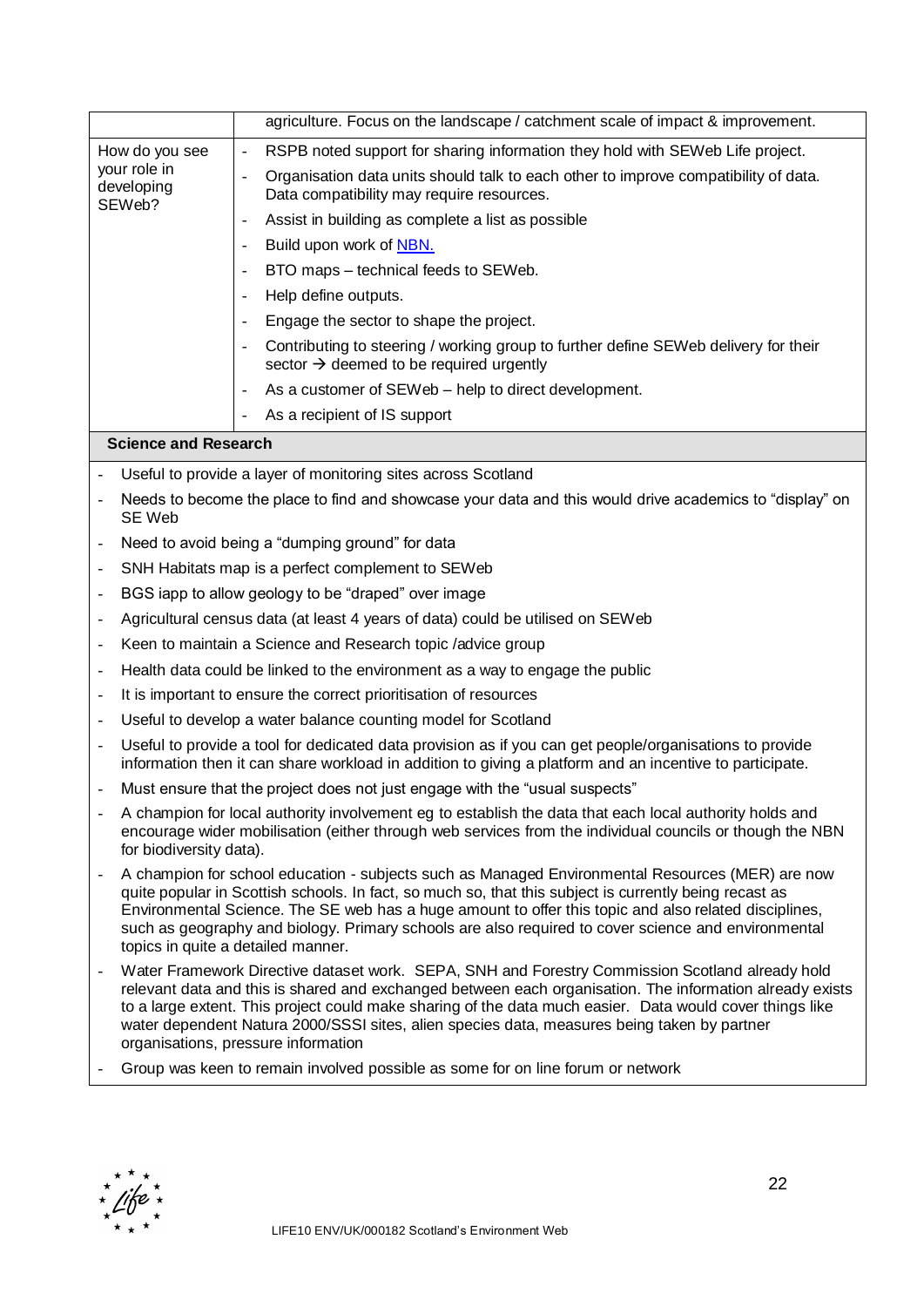| | |
|---|---|
| | agriculture. Focus on the landscape / catchment scale of impact & improvement. |
| How do you see your role in developing SEWeb? | - RSPB noted support for sharing information they hold with SEWeb Life project.<br>- Organisation data units should talk to each other to improve compatibility of data. Data compatibility may require resources.<br>- Assist in building as complete a list as possible<br>- Build upon work of [NBN.](NBN.)<br>- BTO maps – technical feeds to SEWeb.<br>- Help define outputs.<br>- Engage the sector to shape the project.<br>- Contributing to steering / working group to further define SEWeb delivery for their sector → deemed to be required urgently<br>- As a customer of SEWeb – help to direct development.<br>- As a recipient of IS support |

**Science and Research**

- Useful to provide a layer of monitoring sites across Scotland
- Needs to become the place to find and showcase your data and this would drive academics to "display" on SE Web
- Need to avoid being a "dumping ground" for data
- SNH Habitats map is a perfect complement to SEWeb
- BGS iapp to allow geology to be "draped" over image
- Agricultural census data (at least 4 years of data) could be utilised on SEWeb
- Keen to maintain a Science and Research topic /advice group
- Health data could be linked to the environment as a way to engage the public
- It is important to ensure the correct prioritisation of resources
- Useful to develop a water balance counting model for Scotland
- Useful to provide a tool for dedicated data provision as if you can get people/organisations to provide information then it can share workload in addition to giving a platform and an incentive to participate.
- Must ensure that the project does not just engage with the "usual suspects"
- A champion for local authority involvement eg to establish the data that each local authority holds and encourage wider mobilisation (either through web services from the individual councils or though the NBN for biodiversity data).
- A champion for school education - subjects such as Managed Environmental Resources (MER) are now quite popular in Scottish schools. In fact, so much so, that this subject is currently being recast as Environmental Science. The SE web has a huge amount to offer this topic and also related disciplines, such as geography and biology. Primary schools are also required to cover science and environmental topics in quite a detailed manner.
- Water Framework Directive dataset work. SEPA, SNH and Forestry Commission Scotland already hold relevant data and this is shared and exchanged between each organisation. The information already exists to a large extent. This project could make sharing of the data much easier. Data would cover things like water dependent Natura 2000/SSSI sites, alien species data, measures being taken by partner organisations, pressure information
- Group was keen to remain involved possible as some for on line forum or network